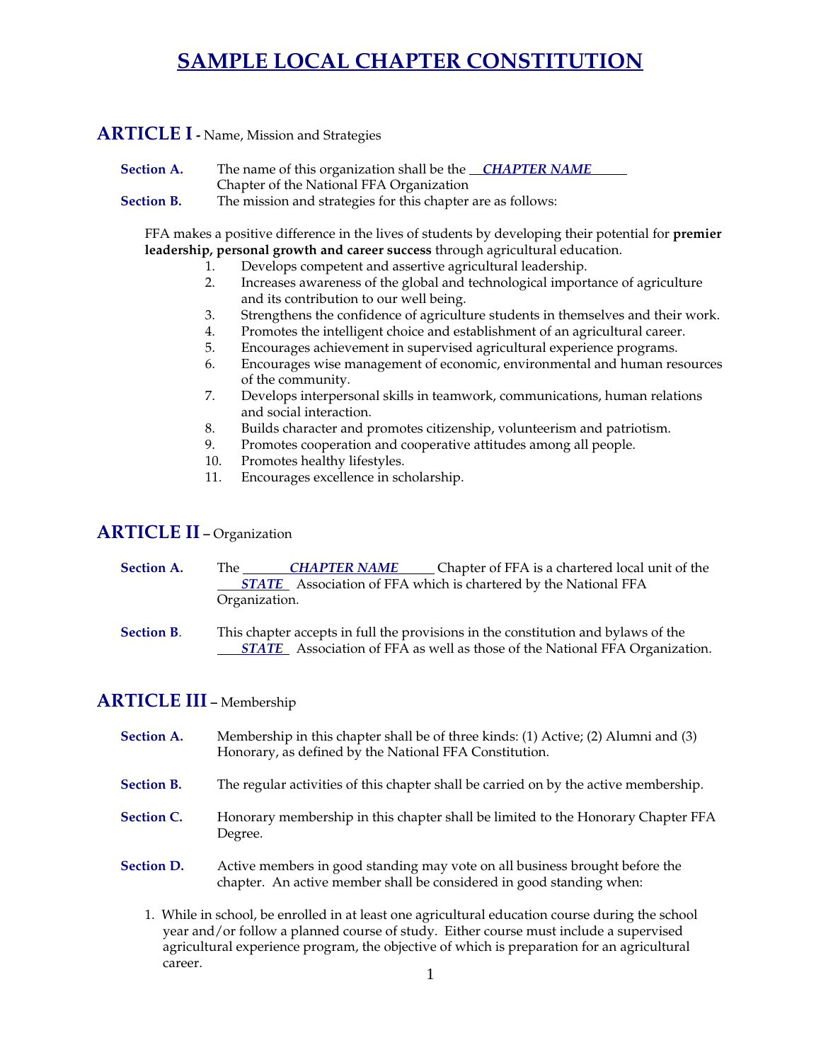# SAMPLE LOCAL CHAPTER CONSTITUTION

## ARTICLE I - Name, Mission and Strategies

**Section A.** The name of this organization shall be the ***CHAPTER NAME*** Chapter of the National FFA Organization

**Section B.** The mission and strategies for this chapter are as follows:

FFA makes a positive difference in the lives of students by developing their potential for **premier leadership, personal growth and career success** through agricultural education.

1. Develops competent and assertive agricultural leadership.
2. Increases awareness of the global and technological importance of agriculture and its contribution to our well being.
3. Strengthens the confidence of agriculture students in themselves and their work.
4. Promotes the intelligent choice and establishment of an agricultural career.
5. Encourages achievement in supervised agricultural experience programs.
6. Encourages wise management of economic, environmental and human resources of the community.
7. Develops interpersonal skills in teamwork, communications, human relations and social interaction.
8. Builds character and promotes citizenship, volunteerism and patriotism.
9. Promotes cooperation and cooperative attitudes among all people.
10. Promotes healthy lifestyles.
11. Encourages excellence in scholarship.

## ARTICLE II – Organization

**Section A.** The ***CHAPTER NAME*** Chapter of FFA is a chartered local unit of the ***STATE*** Association of FFA which is chartered by the National FFA Organization.

**Section B**. This chapter accepts in full the provisions in the constitution and bylaws of the ***STATE*** Association of FFA as well as those of the National FFA Organization.

## ARTICLE III – Membership

**Section A.** Membership in this chapter shall be of three kinds: (1) Active; (2) Alumni and (3) Honorary, as defined by the National FFA Constitution.

**Section B.** The regular activities of this chapter shall be carried on by the active membership.

**Section C.** Honorary membership in this chapter shall be limited to the Honorary Chapter FFA Degree.

**Section D.** Active members in good standing may vote on all business brought before the chapter. An active member shall be considered in good standing when:

1. While in school, be enrolled in at least one agricultural education course during the school year and/or follow a planned course of study. Either course must include a supervised agricultural experience program, the objective of which is preparation for an agricultural career.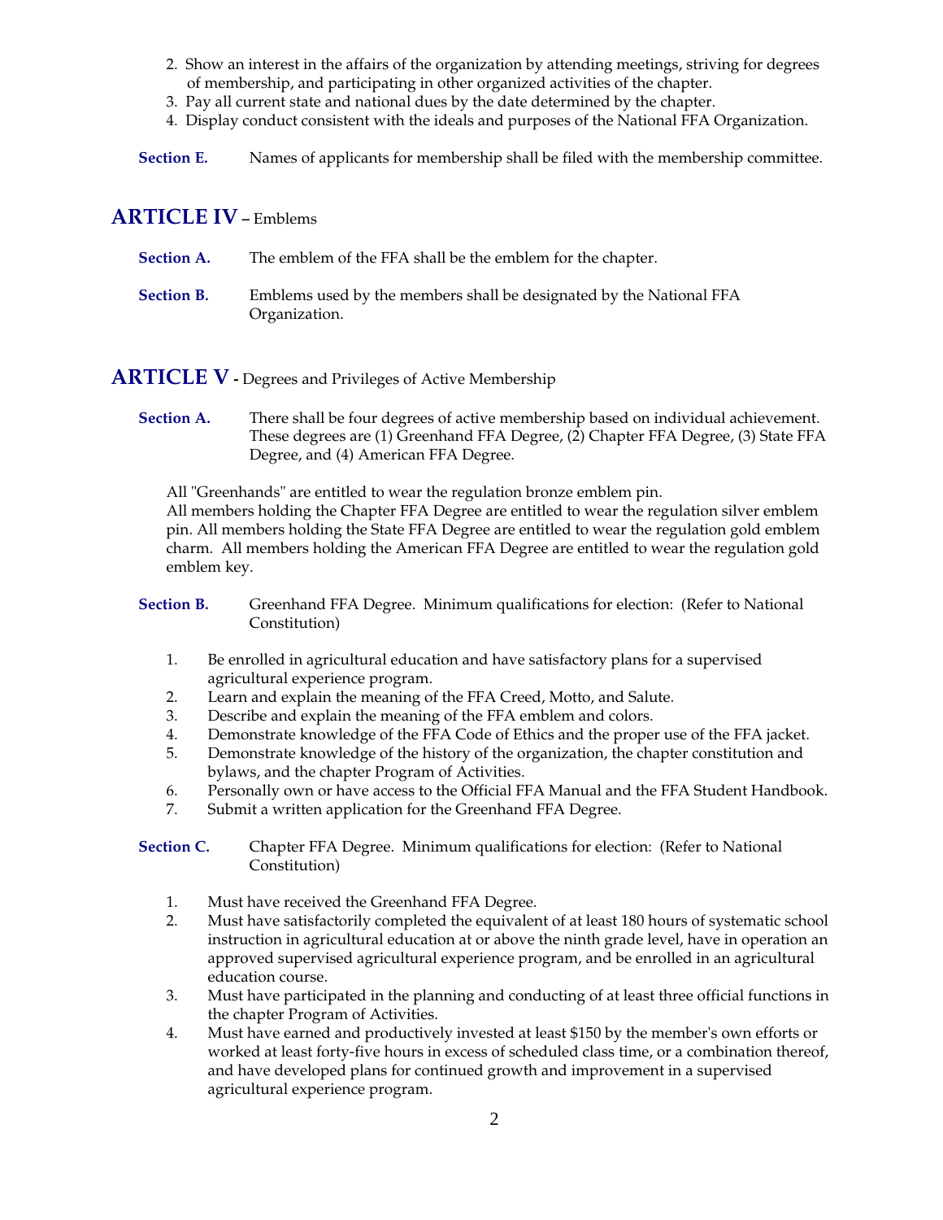2. Show an interest in the affairs of the organization by attending meetings, striving for degrees of membership, and participating in other organized activities of the chapter.
3. Pay all current state and national dues by the date determined by the chapter.
4. Display conduct consistent with the ideals and purposes of the National FFA Organization.

**Section E.** Names of applicants for membership shall be filed with the membership committee.

## ARTICLE IV – Emblems

**Section A.** The emblem of the FFA shall be the emblem for the chapter.

**Section B.** Emblems used by the members shall be designated by the National FFA Organization.

## ARTICLE V - Degrees and Privileges of Active Membership

**Section A.** There shall be four degrees of active membership based on individual achievement. These degrees are (1) Greenhand FFA Degree, (2) Chapter FFA Degree, (3) State FFA Degree, and (4) American FFA Degree.

All "Greenhands" are entitled to wear the regulation bronze emblem pin. All members holding the Chapter FFA Degree are entitled to wear the regulation silver emblem pin. All members holding the State FFA Degree are entitled to wear the regulation gold emblem charm. All members holding the American FFA Degree are entitled to wear the regulation gold emblem key.

**Section B.** Greenhand FFA Degree. Minimum qualifications for election: (Refer to National Constitution)

1. Be enrolled in agricultural education and have satisfactory plans for a supervised agricultural experience program.
2. Learn and explain the meaning of the FFA Creed, Motto, and Salute.
3. Describe and explain the meaning of the FFA emblem and colors.
4. Demonstrate knowledge of the FFA Code of Ethics and the proper use of the FFA jacket.
5. Demonstrate knowledge of the history of the organization, the chapter constitution and bylaws, and the chapter Program of Activities.
6. Personally own or have access to the Official FFA Manual and the FFA Student Handbook.
7. Submit a written application for the Greenhand FFA Degree.

**Section C.** Chapter FFA Degree. Minimum qualifications for election: (Refer to National Constitution)

1. Must have received the Greenhand FFA Degree.
2. Must have satisfactorily completed the equivalent of at least 180 hours of systematic school instruction in agricultural education at or above the ninth grade level, have in operation an approved supervised agricultural experience program, and be enrolled in an agricultural education course.
3. Must have participated in the planning and conducting of at least three official functions in the chapter Program of Activities.
4. Must have earned and productively invested at least $150 by the member's own efforts or worked at least forty-five hours in excess of scheduled class time, or a combination thereof, and have developed plans for continued growth and improvement in a supervised agricultural experience program.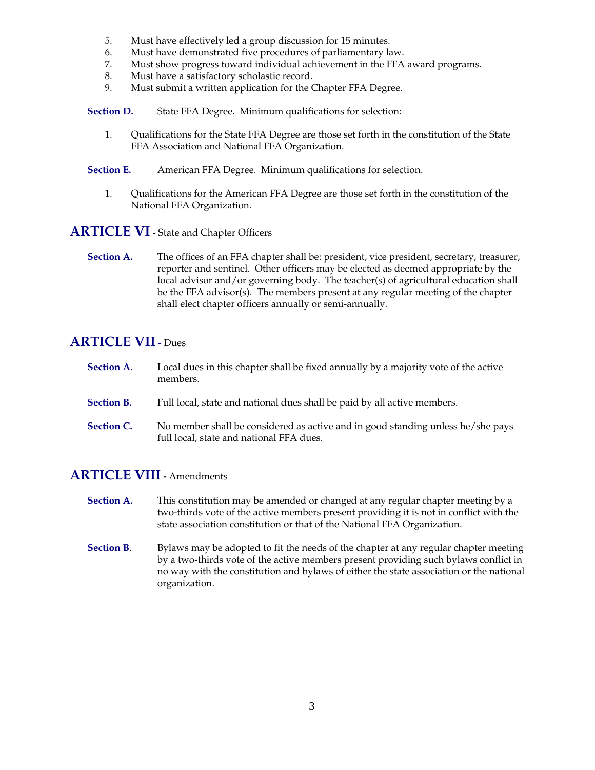5. Must have effectively led a group discussion for 15 minutes.
6. Must have demonstrated five procedures of parliamentary law.
7. Must show progress toward individual achievement in the FFA award programs.
8. Must have a satisfactory scholastic record.
9. Must submit a written application for the Chapter FFA Degree.

**Section D.** State FFA Degree. Minimum qualifications for selection:

1. Qualifications for the State FFA Degree are those set forth in the constitution of the State FFA Association and National FFA Organization.

**Section E.** American FFA Degree. Minimum qualifications for selection.

1. Qualifications for the American FFA Degree are those set forth in the constitution of the National FFA Organization.

## ARTICLE VI - State and Chapter Officers

**Section A.** The offices of an FFA chapter shall be: president, vice president, secretary, treasurer, reporter and sentinel. Other officers may be elected as deemed appropriate by the local advisor and/or governing body. The teacher(s) of agricultural education shall be the FFA advisor(s). The members present at any regular meeting of the chapter shall elect chapter officers annually or semi-annually.

## ARTICLE VII - Dues

**Section A.** Local dues in this chapter shall be fixed annually by a majority vote of the active members.

**Section B.** Full local, state and national dues shall be paid by all active members.

**Section C.** No member shall be considered as active and in good standing unless he/she pays full local, state and national FFA dues.

## ARTICLE VIII - Amendments

**Section A.** This constitution may be amended or changed at any regular chapter meeting by a two-thirds vote of the active members present providing it is not in conflict with the state association constitution or that of the National FFA Organization.

**Section B**. Bylaws may be adopted to fit the needs of the chapter at any regular chapter meeting by a two-thirds vote of the active members present providing such bylaws conflict in no way with the constitution and bylaws of either the state association or the national organization.